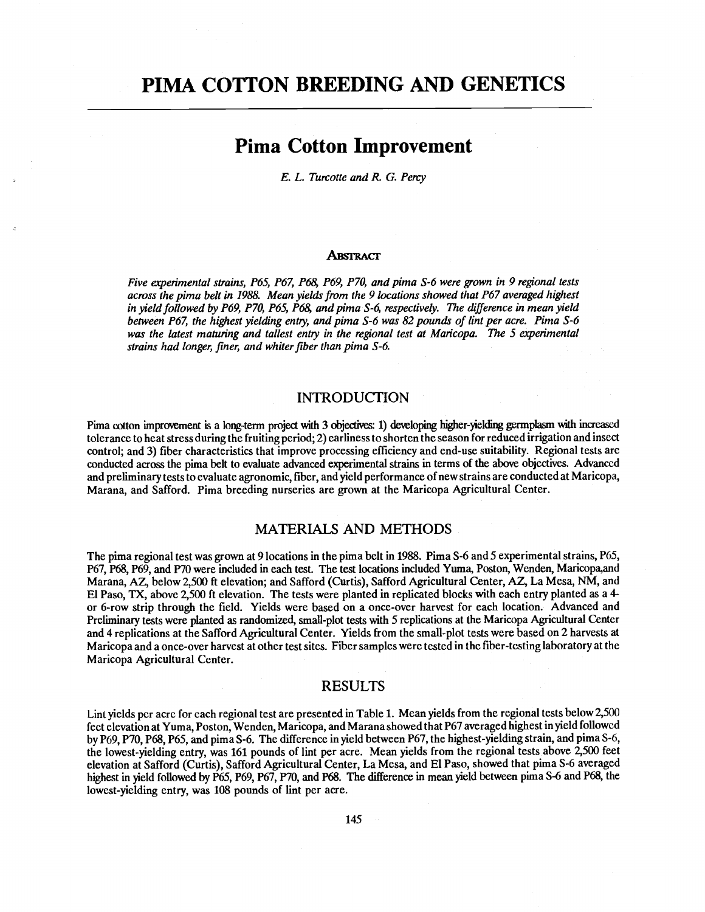# PIMA COTTON BREEDING AND GENETICS

## Pima Cotton Improvement

*E. L. Turcotte and R. G. Percy*

### Abstract

*Five experimental strains, P65, P67, P68, P69, P70, and pima S-6 were grown in 9 regional tests across the pima belt in 1988. Mean yields from the 9 locations showed that P67 averaged highest in yield followed by P69, P70, P65, P68, and pima S-6, respectively. The difference in mean yield between P67, the highest yielding entry, and pima S-6 was 82 pounds of lint per acre. Pima S-6 was the latest maturing and tallest entry in the regional test at Maricopa. The 5 experimental strains had longer, finer, and whiter fiber than pima S-6.*

### INTRODUCTION

Pima cotton improvement is a long-term project with 3 objectives: 1) developing higher-yielding germplasm with increased tolerance to heat stress during the fruiting period; 2) earliness to shorten the season for reduced irrigation and insect control; and 3) fiber characteristics that improve processing efficiency and end-use suitability. Regional tests are conducted across the pima belt to evaluate advanced experimental strains in terms of the above objectives. Advanced and preliminary tests to evaluate agronomic, fiber, and yield performance of new strains are conducted at Maricopa, Marana, and Safford. Pima breeding nurseries are grown at the Maricopa Agricultural Center.

### MATERIALS AND METHODS

The pima regional test was grown at 9 locations in the pima belt in 1988. Pima S-6 and 5 experimental strains, P65, P67, P68, P69, and P70 were included in each test. The test locations included Yuma, Poston, Wenden, Maricopa,and Marana, AZ, below 2,500 ft elevation; and Safford (Curtis), Safford Agricultural Center, AZ, La Mesa, NM, and El Paso, TX, above 2,500 ft elevation. The tests were planted in replicated blocks with each entry planted as a 4- or 6-row strip through the field. Yields were based on a once-over harvest for each location. Advanced and Preliminary tests were planted as randomized, small-plot tests with 5 replications at the Maricopa Agricultural Center and 4 replications at the Safford Agricultural Center. Yields from the small-plot tests were based on 2 harvests at Maricopa and a once-over harvest at other test sites. Fiber samples were tested in the fiber-testing laboratory at the Maricopa Agricultural Center.

### RESULTS

Lint yields per acre for each regional test are presented in Table 1. Mean yields from the regional tests below 2,500 feet elevation at Yuma, Poston, Wenden, Maricopa, and Marana showed that P67 averaged highest in yield followed by P69, P70, P68, P65, and pima S-6. The difference in yield between P67, the highest-yielding strain, and pima S-6, the lowest-yielding entry, was 161 pounds of lint per acre. Mean yields from the regional tests above 2,500 feet elevation at Safford (Curtis), Safford Agricultural Center, La Mesa, and El Paso, showed that pima S-6 averaged highest in yield followed by P65, P69, P67, P70, and P68. The difference in mean yield between pima S-6 and P68, the lowest-yielding entry, was 108 pounds of lint per acre.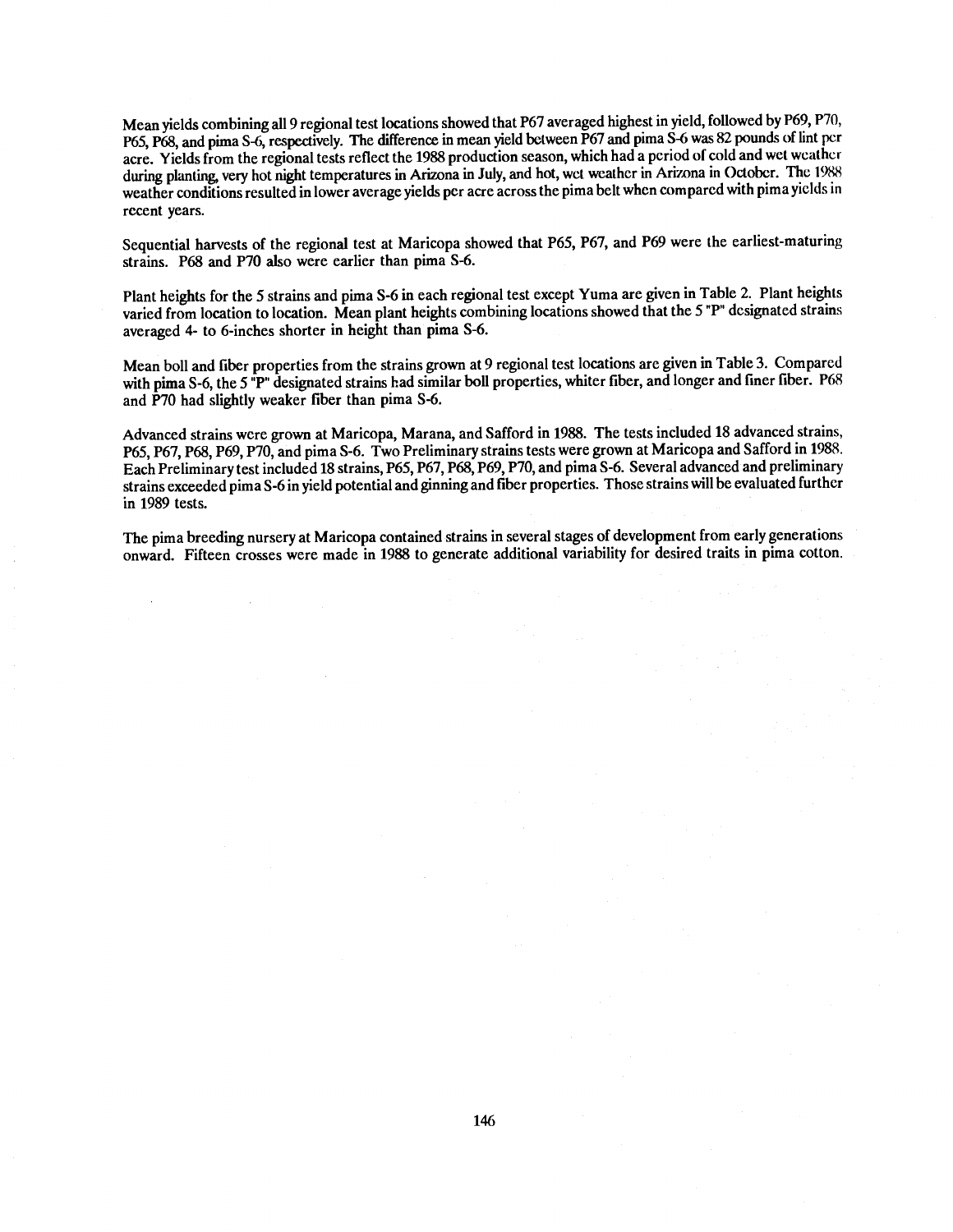Mean yields combining all 9 regional test locations showed that P67 averaged highest in yield, followed by P69, P70, P65, P68, and pima S-6, respectively. The difference in mean yield between P67 and pima S-6 was 82 pounds of lint per acre. Yields from the regional tests reflect the 1988 production season, which had a period of cold and wet weather during planting, very hot night temperatures in Arizona in July, and hot, wet weather in Arizona in October. The 1988 weather conditions resulted in lower average yields per acre across the pima belt when compared with pima yields in recent years.

Sequential harvests of the regional test at Maricopa showed that P65, P67, and P69 were the earliest-maturing strains. P68 and P70 also were earlier than pima S-6.

Plant heights for the 5 strains and pima S-6 in each regional test except Yuma are given in Table 2. Plant heights varied from location to location. Mean plant heights combining locations showed that the 5 "P" designated strains averaged 4- to 6-inches shorter in height than pima S-6.

Mean boll and fiber properties from the strains grown at 9 regional test locations are given in Table 3. Compared with pima S-6, the 5 "P" designated strains had similar boll properties, whiter fiber, and longer and finer fiber. P68 and P70 had slightly weaker fiber than pima S-6.

Advanced strains were grown at Maricopa, Marana, and Safford in 1988. The tests included 18 advanced strains, P65, P67, P68, P69, P70, and pima S-6. Two Preliminary strains tests were grown at Maricopa and Safford in 1988. Each Preliminary test included 18 strains, P65, P67, P68, P69, P70, and pima S-6. Several advanced and preliminary strains exceeded pima S-6 in yield potential and ginning and fiber properties. Those strains will be evaluated further in 1989 tests.

The pima breeding nursery at Maricopa contained strains in several stages of development from early generations onward. Fifteen crosses were made in 1988 to generate additional variability for desired traits in pima cotton.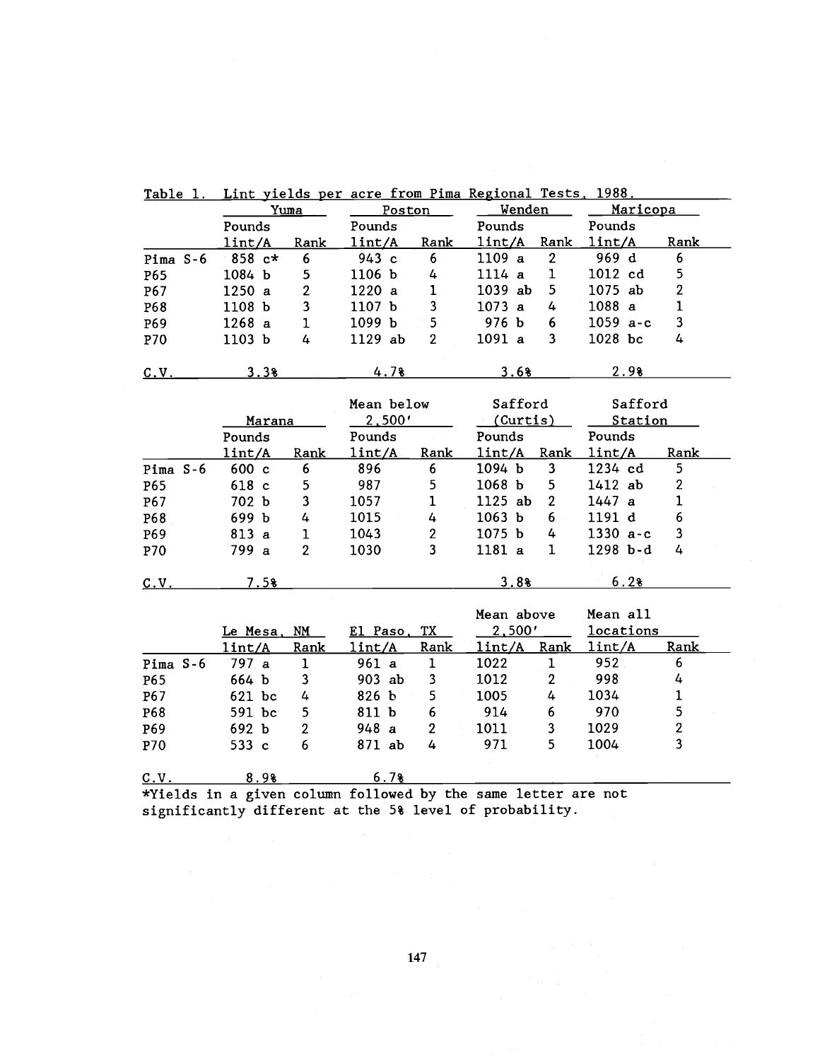Table 1. Lint yields per acre from Pima Regional Tests, 1988.

| | Yuma | | Poston | | Wenden | | Maricopa | |
|---|---|---|---|---|---|---|---|---|
| | Pounds lint/A | Rank | Pounds lint/A | Rank | Pounds lint/A | Rank | Pounds lint/A | Rank |
| Pima S-6 | 858 c* | 6 | 943 c | 6 | 1109 a | 2 | 969 d | 6 |
| P65 | 1084 b | 5 | 1106 b | 4 | 1114 a | 1 | 1012 cd | 5 |
| P67 | 1250 a | 2 | 1220 a | 1 | 1039 ab | 5 | 1075 ab | 2 |
| P68 | 1108 b | 3 | 1107 b | 3 | 1073 a | 4 | 1088 a | 1 |
| P69 | 1268 a | 1 | 1099 b | 5 | 976 b | 6 | 1059 a-c | 3 |
| P70 | 1103 b | 4 | 1129 ab | 2 | 1091 a | 3 | 1028 bc | 4 |
| C.V. | 3.3% | | 4.7% | | 3.6% | | 2.9% | |

| | Marana | | Mean below 2,500' | | Safford (Curtis) | | Safford Station | |
|---|---|---|---|---|---|---|---|---|
| | Pounds lint/A | Rank | Pounds lint/A | Rank | Pounds lint/A | Rank | Pounds lint/A | Rank |
| Pima S-6 | 600 c | 6 | 896 | 6 | 1094 b | 3 | 1234 cd | 5 |
| P65 | 618 c | 5 | 987 | 5 | 1068 b | 5 | 1412 ab | 2 |
| P67 | 702 b | 3 | 1057 | 1 | 1125 ab | 2 | 1447 a | 1 |
| P68 | 699 b | 4 | 1015 | 4 | 1063 b | 6 | 1191 d | 6 |
| P69 | 813 a | 1 | 1043 | 2 | 1075 b | 4 | 1330 a-c | 3 |
| P70 | 799 a | 2 | 1030 | 3 | 1181 a | 1 | 1298 b-d | 4 |
| C.V. | 7.5% | | | | 3.8% | | 6.2% | |

| | Le Mesa, NM | | El Paso, TX | | Mean above 2,500' | | Mean all locations | |
|---|---|---|---|---|---|---|---|---|
| | lint/A | Rank | lint/A | Rank | lint/A | Rank | lint/A | Rank |
| Pima S-6 | 797 a | 1 | 961 a | 1 | 1022 | 1 | 952 | 6 |
| P65 | 664 b | 3 | 903 ab | 3 | 1012 | 2 | 998 | 4 |
| P67 | 621 bc | 4 | 826 b | 5 | 1005 | 4 | 1034 | 1 |
| P68 | 591 bc | 5 | 811 b | 6 | 914 | 6 | 970 | 5 |
| P69 | 692 b | 2 | 948 a | 2 | 1011 | 3 | 1029 | 2 |
| P70 | 533 c | 6 | 871 ab | 4 | 971 | 5 | 1004 | 3 |
| C.V. | 8.9% | | 6.7% | | | | | |

*Yields in a given column followed by the same letter are not significantly different at the 5% level of probability.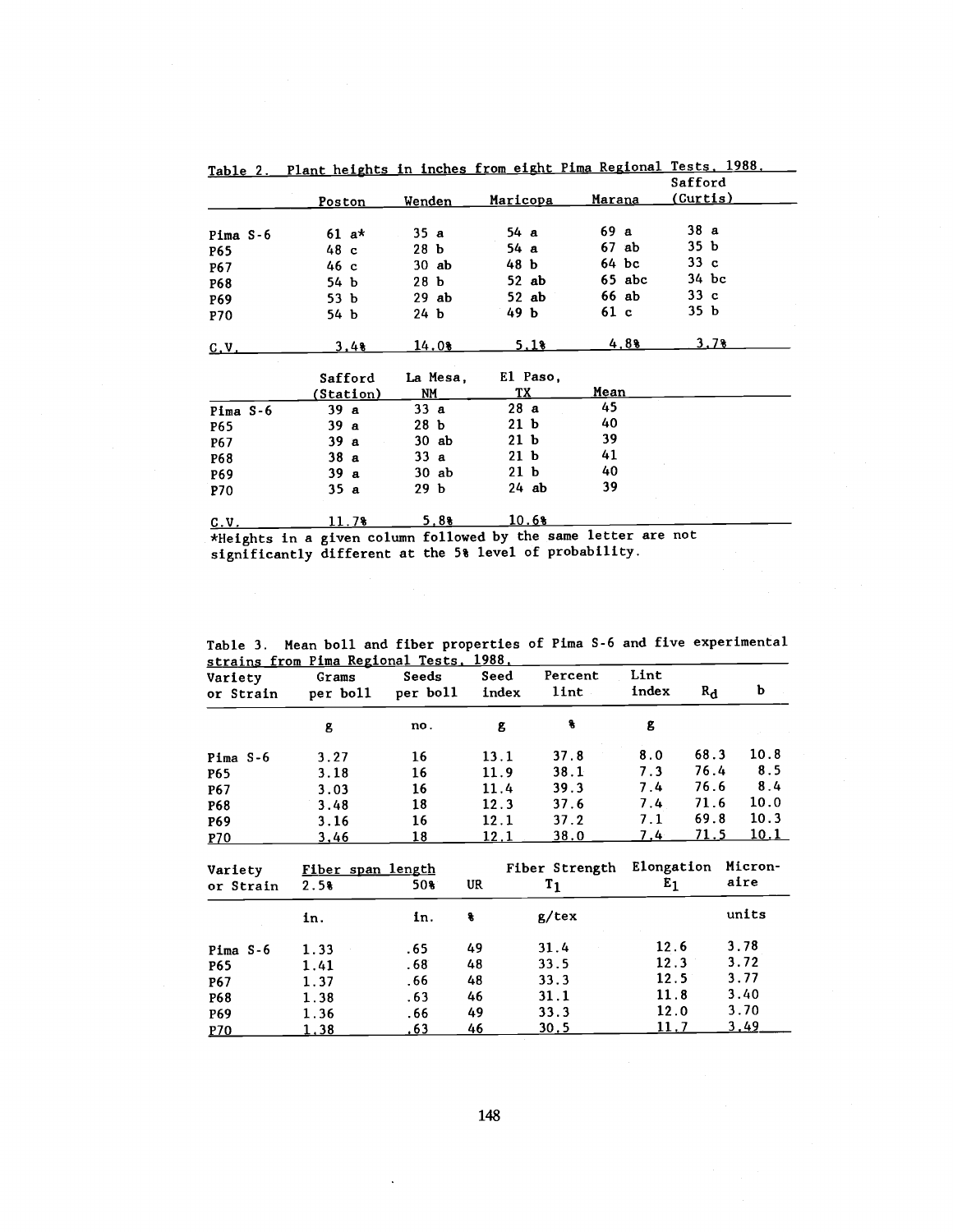Table 2. Plant heights in inches from eight Pima Regional Tests, 1988.

| | Poston | Wenden | Maricopa | Marana | Safford (Curtis) |
|---|---|---|---|---|---|
| Pima S-6 | 61 a* | 35 a | 54 a | 69 a | 38 a |
| P65 | 48 c | 28 b | 54 a | 67 ab | 35 b |
| P67 | 46 c | 30 ab | 48 b | 64 bc | 33 c |
| P68 | 54 b | 28 b | 52 ab | 65 abc | 34 bc |
| P69 | 53 b | 29 ab | 52 ab | 66 ab | 33 c |
| P70 | 54 b | 24 b | 49 b | 61 c | 35 b |
| C.V. | 3.4% | 14.0% | 5.1% | 4.8% | 3.7% |

| | Safford (Station) | La Mesa, NM | El Paso, TX | Mean |
|---|---|---|---|---|
| Pima S-6 | 39 a | 33 a | 28 a | 45 |
| P65 | 39 a | 28 b | 21 b | 40 |
| P67 | 39 a | 30 ab | 21 b | 39 |
| P68 | 38 a | 33 a | 21 b | 41 |
| P69 | 39 a | 30 ab | 21 b | 40 |
| P70 | 35 a | 29 b | 24 ab | 39 |
| C.V. | 11.7% | 5.8% | 10.6% | |

*Heights in a given column followed by the same letter are not significantly different at the 5% level of probability.

Table 3. Mean boll and fiber properties of Pima S-6 and five experimental strains from Pima Regional Tests, 1988.

| Variety or Strain | Grams per boll | Seeds per boll | Seed index | Percent lint | Lint index | $R_d$ | b |
|---|---|---|---|---|---|---|---|
| | g | no. | g | % | g | | |
| Pima S-6 | 3.27 | 16 | 13.1 | 37.8 | 8.0 | 68.3 | 10.8 |
| P65 | 3.18 | 16 | 11.9 | 38.1 | 7.3 | 76.4 | 8.5 |
| P67 | 3.03 | 16 | 11.4 | 39.3 | 7.4 | 76.6 | 8.4 |
| P68 | 3.48 | 18 | 12.3 | 37.6 | 7.4 | 71.6 | 10.0 |
| P69 | 3.16 | 16 | 12.1 | 37.2 | 7.1 | 69.8 | 10.3 |
| P70 | 3.46 | 18 | 12.1 | 38.0 | 7.4 | 71.5 | 10.1 |

| Variety or Strain | Fiber span length 2.5% | 50% | UR | Fiber Strength $T_1$ | Elongation $E_1$ | Micronaire |
|---|---|---|---|---|---|---|
| | in. | in. | % | g/tex | | units |
| Pima S-6 | 1.33 | .65 | 49 | 31.4 | 12.6 | 3.78 |
| P65 | 1.41 | .68 | 48 | 33.5 | 12.3 | 3.72 |
| P67 | 1.37 | .66 | 48 | 33.3 | 12.5 | 3.77 |
| P68 | 1.38 | .63 | 46 | 31.1 | 11.8 | 3.40 |
| P69 | 1.36 | .66 | 49 | 33.3 | 12.0 | 3.70 |
| P70 | 1.38 | .63 | 46 | 30.5 | 11.7 | 3.49 |